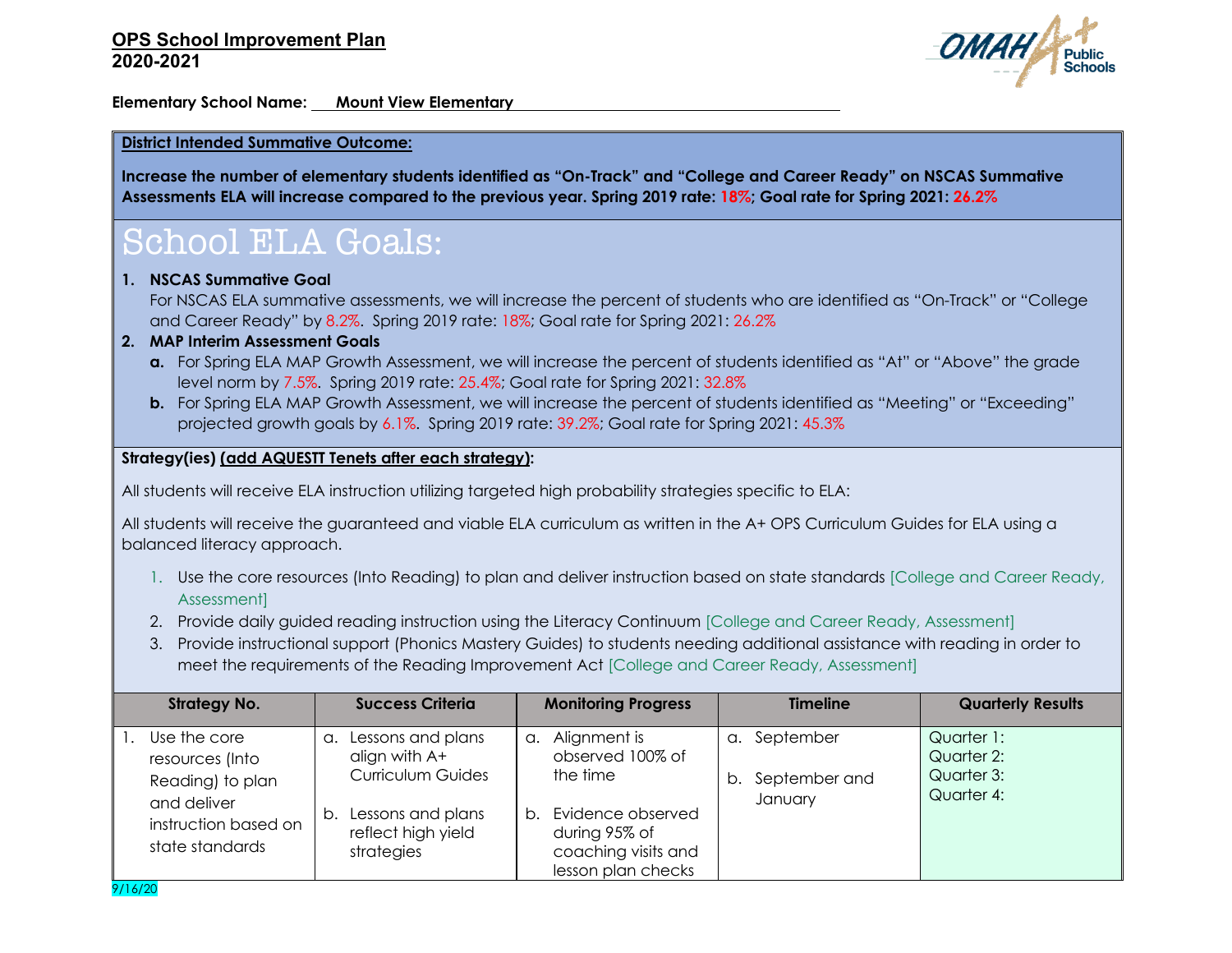**OPS School Improvement Plan**
**2020-2021**

**Elementary School Name:** **Mount View Elementary**

**District Intended Summative Outcome:**

**Increase the number of elementary students identified as "On-Track" and "College and Career Ready" on NSCAS Summative Assessments ELA will increase compared to the previous year. Spring 2019 rate: 18%; Goal rate for Spring 2021: 26.2%**

# School ELA Goals:

1. **NSCAS Summative Goal**
   For NSCAS ELA summative assessments, we will increase the percent of students who are identified as "On-Track" or "College and Career Ready" by 8.2%. Spring 2019 rate: 18%; Goal rate for Spring 2021: 26.2%
2. **MAP Interim Assessment Goals**
   a. For Spring ELA MAP Growth Assessment, we will increase the percent of students identified as "At" or "Above" the grade level norm by 7.5%. Spring 2019 rate: 25.4%; Goal rate for Spring 2021: 32.8%
   b. For Spring ELA MAP Growth Assessment, we will increase the percent of students identified as "Meeting" or "Exceeding" projected growth goals by 6.1%. Spring 2019 rate: 39.2%; Goal rate for Spring 2021: 45.3%

**Strategy(ies) (add AQUESTT Tenets after each strategy):**

All students will receive ELA instruction utilizing targeted high probability strategies specific to ELA:

All students will receive the guaranteed and viable ELA curriculum as written in the A+ OPS Curriculum Guides for ELA using a balanced literacy approach.

1. Use the core resources (Into Reading) to plan and deliver instruction based on state standards [College and Career Ready, Assessment]
2. Provide daily guided reading instruction using the Literacy Continuum [College and Career Ready, Assessment]
3. Provide instructional support (Phonics Mastery Guides) to students needing additional assistance with reading in order to meet the requirements of the Reading Improvement Act [College and Career Ready, Assessment]

| Strategy No. | Success Criteria | Monitoring Progress | Timeline | Quarterly Results |
|---|---|---|---|---|
| 1. Use the core resources (Into Reading) to plan and deliver instruction based on state standards | a. Lessons and plans align with A+ Curriculum Guides<br><br>b. Lessons and plans reflect high yield strategies | a. Alignment is observed 100% of the time<br><br>b. Evidence observed during 95% of coaching visits and lesson plan checks | a. September<br><br>b. September and January | Quarter 1:<br>Quarter 2:<br>Quarter 3:<br>Quarter 4: |

9/16/20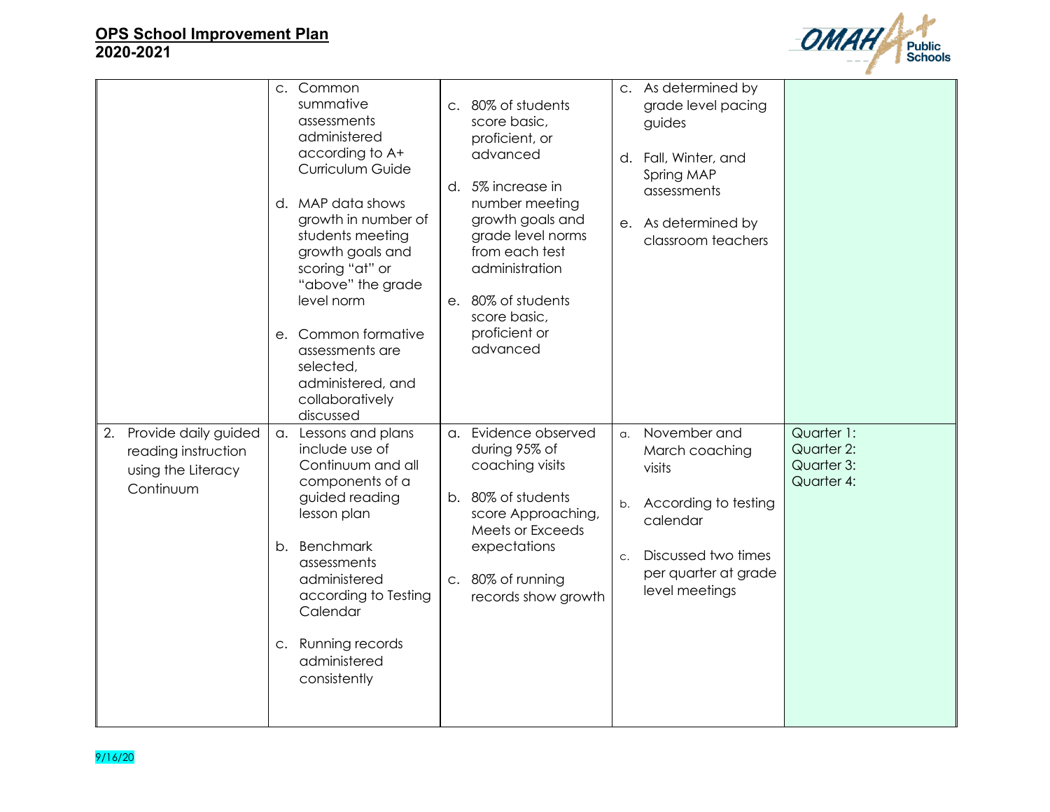| | | | | |
|---|---|---|---|---|
| | c. Common summative assessments administered according to A+ Curriculum Guide<br><br>d. MAP data shows growth in number of students meeting growth goals and scoring "at" or "above" the grade level norm<br><br>e. Common formative assessments are selected, administered, and collaboratively discussed | c. 80% of students score basic, proficient, or advanced<br><br>d. 5% increase in number meeting growth goals and grade level norms from each test administration<br><br>e. 80% of students score basic, proficient or advanced | c. As determined by grade level pacing guides<br><br>d. Fall, Winter, and Spring MAP assessments<br><br>e. As determined by classroom teachers | |
| 2. Provide daily guided reading instruction using the Literacy Continuum | a. Lessons and plans include use of Continuum and all components of a guided reading lesson plan<br><br>b. Benchmark assessments administered according to Testing Calendar<br><br>c. Running records administered consistently | a. Evidence observed during 95% of coaching visits<br><br>b. 80% of students score Approaching, Meets or Exceeds expectations<br><br>c. 80% of running records show growth | a. November and March coaching visits<br><br>b. According to testing calendar<br><br>c. Discussed two times per quarter at grade level meetings | Quarter 1:<br>Quarter 2:<br>Quarter 3:<br>Quarter 4: |

9/16/20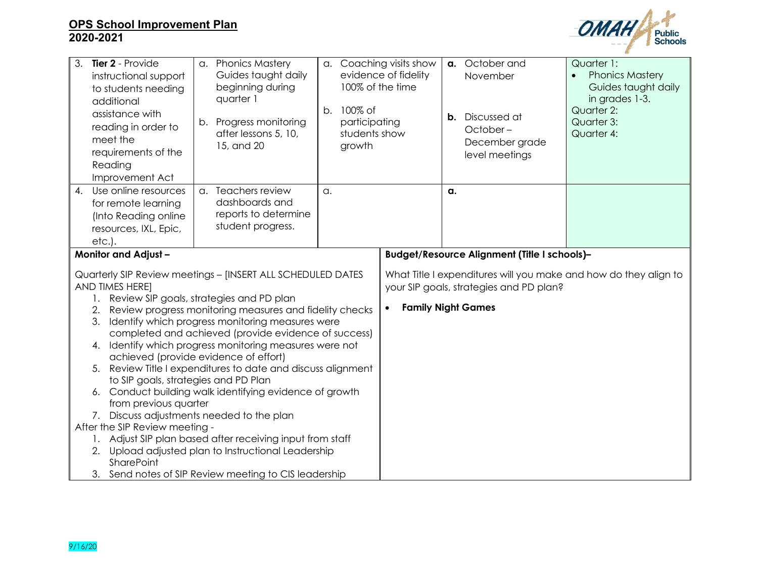## OPS School Improvement Plan
## 2020-2021

| | | | | |
|---|---|---|---|---|
| 3. **Tier 2** - Provide instructional support to students needing additional assistance with reading in order to meet the requirements of the Reading Improvement Act | a. Phonics Mastery Guides taught daily beginning during quarter 1<br><br>b. Progress monitoring after lessons 5, 10, 15, and 20 | a. Coaching visits show evidence of fidelity 100% of the time<br><br>b. 100% of participating students show growth | **a.** October and November<br><br>**b.** Discussed at October – December grade level meetings | Quarter 1:<br>• Phonics Mastery Guides taught daily in grades 1-3.<br>Quarter 2:<br>Quarter 3:<br>Quarter 4: |
| 4. Use online resources for remote learning (Into Reading online resources, IXL, Epic, etc.). | a. Teachers review dashboards and reports to determine student progress. | a. | **a.** | |

| **Monitor and Adjust –** | **Budget/Resource Alignment (Title I schools)–** |
|---|---|
| Quarterly SIP Review meetings – [INSERT ALL SCHEDULED DATES AND TIMES HERE]<br>1. Review SIP goals, strategies and PD plan<br>2. Review progress monitoring measures and fidelity checks<br>3. Identify which progress monitoring measures were completed and achieved (provide evidence of success)<br>4. Identify which progress monitoring measures were not achieved (provide evidence of effort)<br>5. Review Title I expenditures to date and discuss alignment to SIP goals, strategies and PD Plan<br>6. Conduct building walk identifying evidence of growth from previous quarter<br>7. Discuss adjustments needed to the plan<br>After the SIP Review meeting -<br>1. Adjust SIP plan based after receiving input from staff<br>2. Upload adjusted plan to Instructional Leadership SharePoint<br>3. Send notes of SIP Review meeting to CIS leadership | What Title I expenditures will you make and how do they align to your SIP goals, strategies and PD plan?<br><br>• **Family Night Games** |

9/16/20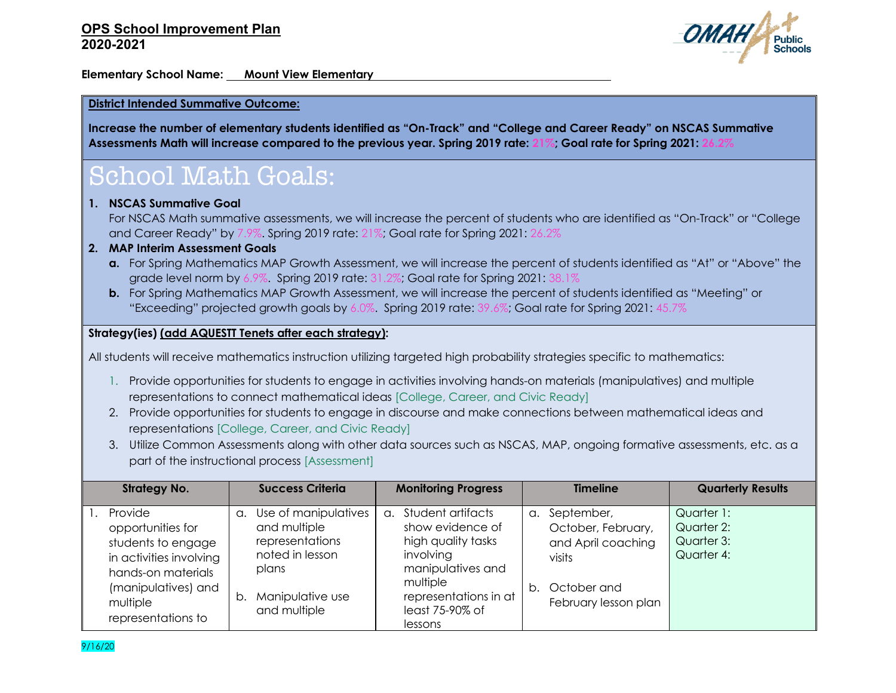**OPS School Improvement Plan**
**2020-2021**

**Elementary School Name:** Mount View Elementary

**District Intended Summative Outcome:**

**Increase the number of elementary students identified as "On-Track" and "College and Career Ready" on NSCAS Summative Assessments Math will increase compared to the previous year. Spring 2019 rate: 21%; Goal rate for Spring 2021: 26.2%**

# School Math Goals:

1. **NSCAS Summative Goal**
   For NSCAS Math summative assessments, we will increase the percent of students who are identified as "On-Track" or "College and Career Ready" by 7.9%. Spring 2019 rate: 21%; Goal rate for Spring 2021: 26.2%
2. **MAP Interim Assessment Goals**
   - **a.** For Spring Mathematics MAP Growth Assessment, we will increase the percent of students identified as "At" or "Above" the grade level norm by 6.9%. Spring 2019 rate: 31.2%; Goal rate for Spring 2021: 38.1%
   - **b.** For Spring Mathematics MAP Growth Assessment, we will increase the percent of students identified as "Meeting" or "Exceeding" projected growth goals by 6.0%. Spring 2019 rate: 39.6%; Goal rate for Spring 2021: 45.7%

**Strategy(ies) (add AQUESTT Tenets after each strategy):**

All students will receive mathematics instruction utilizing targeted high probability strategies specific to mathematics:

1. Provide opportunities for students to engage in activities involving hands-on materials (manipulatives) and multiple representations to connect mathematical ideas [College, Career, and Civic Ready]
2. Provide opportunities for students to engage in discourse and make connections between mathematical ideas and representations [College, Career, and Civic Ready]
3. Utilize Common Assessments along with other data sources such as NSCAS, MAP, ongoing formative assessments, etc. as a part of the instructional process [Assessment]

| Strategy No. | Success Criteria | Monitoring Progress | Timeline | Quarterly Results |
|---|---|---|---|---|
| 1. Provide opportunities for students to engage in activities involving hands-on materials (manipulatives) and multiple representations to | a. Use of manipulatives and multiple representations noted in lesson plans<br><br>b. Manipulative use and multiple | a. Student artifacts show evidence of high quality tasks involving manipulatives and multiple representations in at least 75-90% of lessons | a. September, October, February, and April coaching visits<br><br>b. October and February lesson plan | Quarter 1:<br>Quarter 2:<br>Quarter 3:<br>Quarter 4: |

9/16/20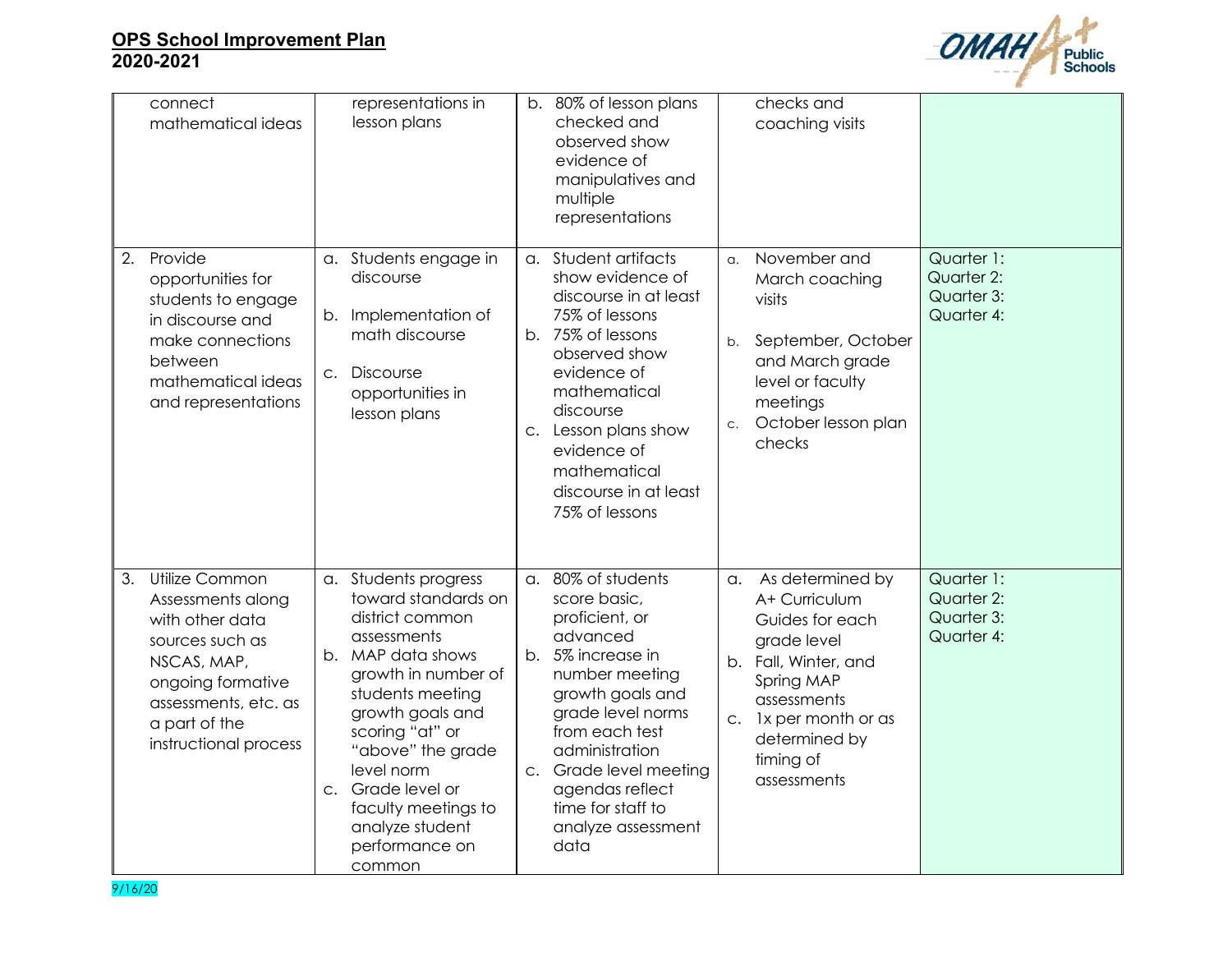| | | | | |
|---|---|---|---|---|
| connect mathematical ideas | representations in lesson plans | b. 80% of lesson plans checked and observed show evidence of manipulatives and multiple representations | checks and coaching visits | |
| 2. Provide opportunities for students to engage in discourse and make connections between mathematical ideas and representations | a. Students engage in discourse<br>b. Implementation of math discourse<br>c. Discourse opportunities in lesson plans | a. Student artifacts show evidence of discourse in at least 75% of lessons<br>b. 75% of lessons observed show evidence of mathematical discourse<br>c. Lesson plans show evidence of mathematical discourse in at least 75% of lessons | a. November and March coaching visits<br>b. September, October and March grade level or faculty meetings<br>c. October lesson plan checks | Quarter 1:<br>Quarter 2:<br>Quarter 3:<br>Quarter 4: |
| 3. Utilize Common Assessments along with other data sources such as NSCAS, MAP, ongoing formative assessments, etc. as a part of the instructional process | a. Students progress toward standards on district common assessments<br>b. MAP data shows growth in number of students meeting growth goals and scoring "at" or "above" the grade level norm<br>c. Grade level or faculty meetings to analyze student performance on common | a. 80% of students score basic, proficient, or advanced<br>b. 5% increase in number meeting growth goals and grade level norms from each test administration<br>c. Grade level meeting agendas reflect time for staff to analyze assessment data | a. As determined by A+ Curriculum Guides for each grade level<br>b. Fall, Winter, and Spring MAP assessments<br>c. 1x per month or as determined by timing of assessments | Quarter 1:<br>Quarter 2:<br>Quarter 3:<br>Quarter 4: |

9/16/20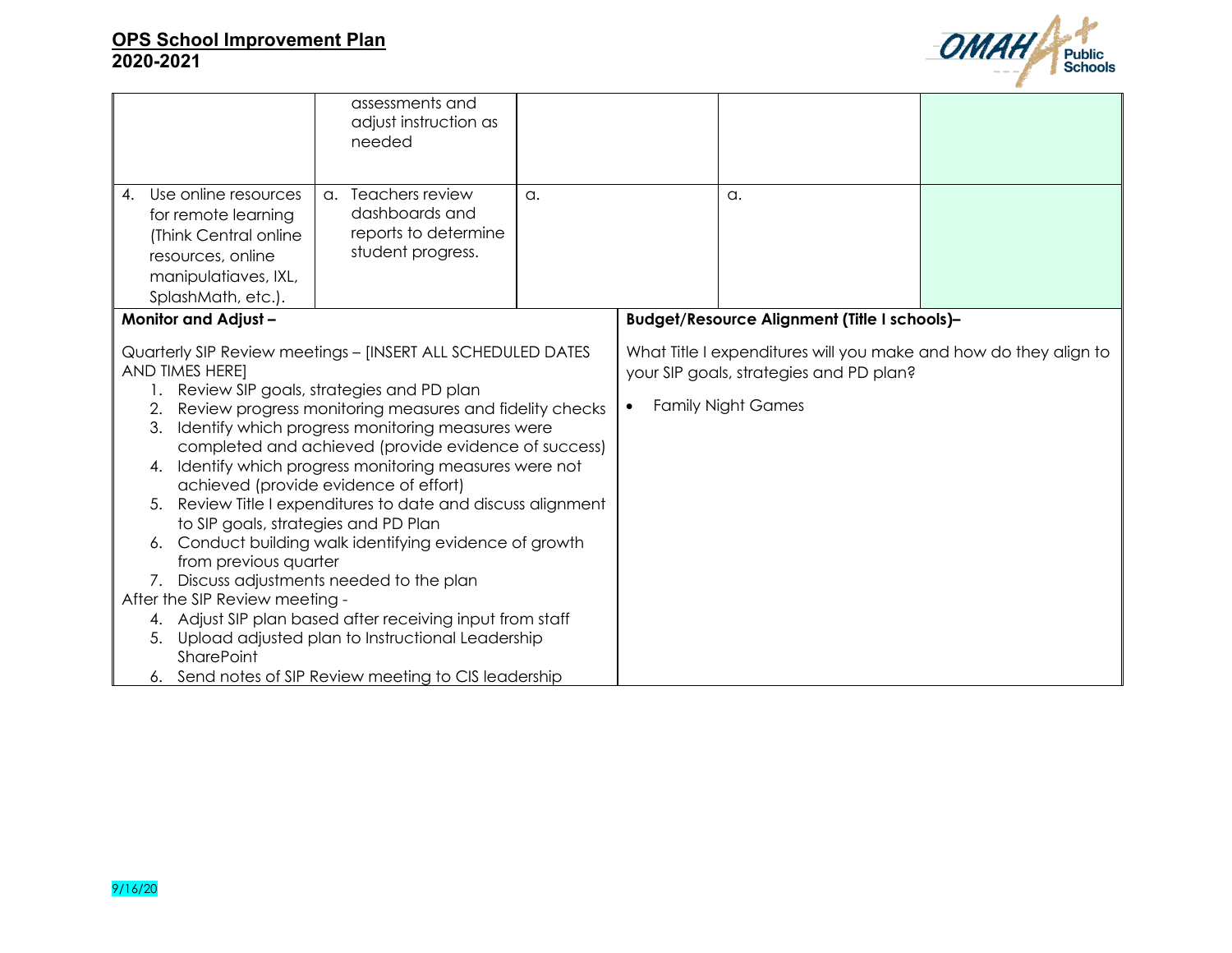| | | | | |
|---|---|---|---|---|
| | assessments and adjust instruction as needed | | | |
| 4. Use online resources for remote learning (Think Central online resources, online manipulatiaves, IXL, SplashMath, etc.). | a. Teachers review dashboards and reports to determine student progress. | a. | a. | |

**Monitor and Adjust –**

Quarterly SIP Review meetings – [INSERT ALL SCHEDULED DATES AND TIMES HERE]

1. Review SIP goals, strategies and PD plan
2. Review progress monitoring measures and fidelity checks
3. Identify which progress monitoring measures were completed and achieved (provide evidence of success)
4. Identify which progress monitoring measures were not achieved (provide evidence of effort)
5. Review Title I expenditures to date and discuss alignment to SIP goals, strategies and PD Plan
6. Conduct building walk identifying evidence of growth from previous quarter
7. Discuss adjustments needed to the plan

After the SIP Review meeting -

4. Adjust SIP plan based after receiving input from staff
5. Upload adjusted plan to Instructional Leadership SharePoint
6. Send notes of SIP Review meeting to CIS leadership

**Budget/Resource Alignment (Title I schools)–**

What Title I expenditures will you make and how do they align to your SIP goals, strategies and PD plan?

- Family Night Games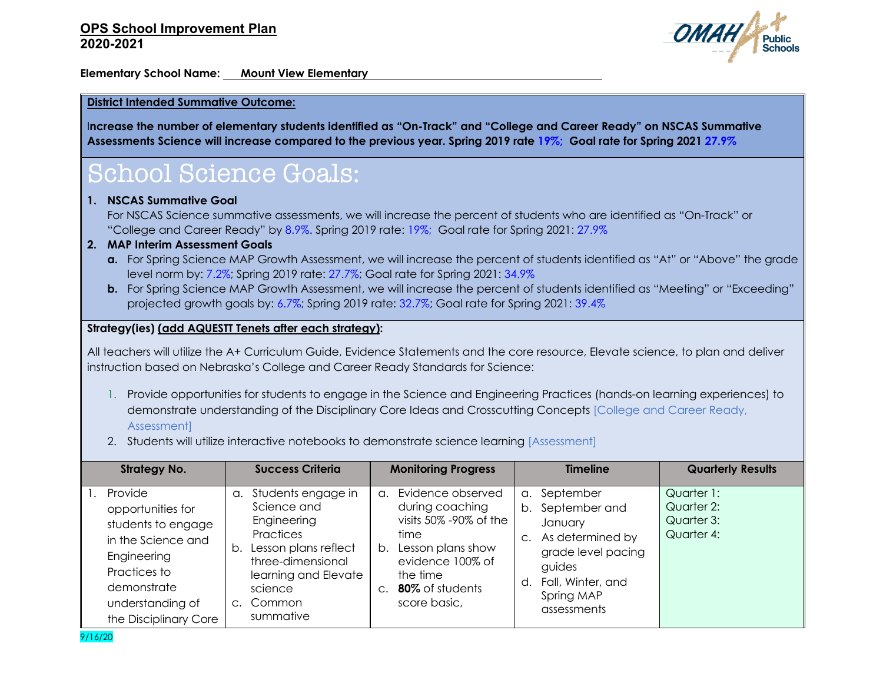**OPS School Improvement Plan**
**2020-2021**

**Elementary School Name:** **Mount View Elementary**

**District Intended Summative Outcome:**

**Increase the number of elementary students identified as "On-Track" and "College and Career Ready" on NSCAS Summative Assessments Science will increase compared to the previous year. Spring 2019 rate 19%; Goal rate for Spring 2021 27.9%**

# School Science Goals:

1. **NSCAS Summative Goal**
   For NSCAS Science summative assessments, we will increase the percent of students who are identified as "On-Track" or "College and Career Ready" by 8.9%. Spring 2019 rate: 19%; Goal rate for Spring 2021: 27.9%
2. **MAP Interim Assessment Goals**
   a. For Spring Science MAP Growth Assessment, we will increase the percent of students identified as "At" or "Above" the grade level norm by: 7.2%; Spring 2019 rate: 27.7%; Goal rate for Spring 2021: 34.9%
   b. For Spring Science MAP Growth Assessment, we will increase the percent of students identified as "Meeting" or "Exceeding" projected growth goals by: 6.7%; Spring 2019 rate: 32.7%; Goal rate for Spring 2021: 39.4%

**Strategy(ies) (add AQUESTT Tenets after each strategy):**

All teachers will utilize the A+ Curriculum Guide, Evidence Statements and the core resource, Elevate science, to plan and deliver instruction based on Nebraska's College and Career Ready Standards for Science:

1. Provide opportunities for students to engage in the Science and Engineering Practices (hands-on learning experiences) to demonstrate understanding of the Disciplinary Core Ideas and Crosscutting Concepts [College and Career Ready, Assessment]
2. Students will utilize interactive notebooks to demonstrate science learning [Assessment]

| Strategy No. | Success Criteria | Monitoring Progress | Timeline | Quarterly Results |
|---|---|---|---|---|
| 1. Provide opportunities for students to engage in the Science and Engineering Practices to demonstrate understanding of the Disciplinary Core | a. Students engage in Science and Engineering Practices<br>b. Lesson plans reflect three-dimensional learning and Elevate science<br>c. Common summative | a. Evidence observed during coaching visits 50% -90% of the time<br>b. Lesson plans show evidence 100% of the time<br>c. **80%** of students score basic, | a. September<br>b. September and January<br>c. As determined by grade level pacing guides<br>d. Fall, Winter, and Spring MAP assessments | Quarter 1:<br>Quarter 2:<br>Quarter 3:<br>Quarter 4: |

9/16/20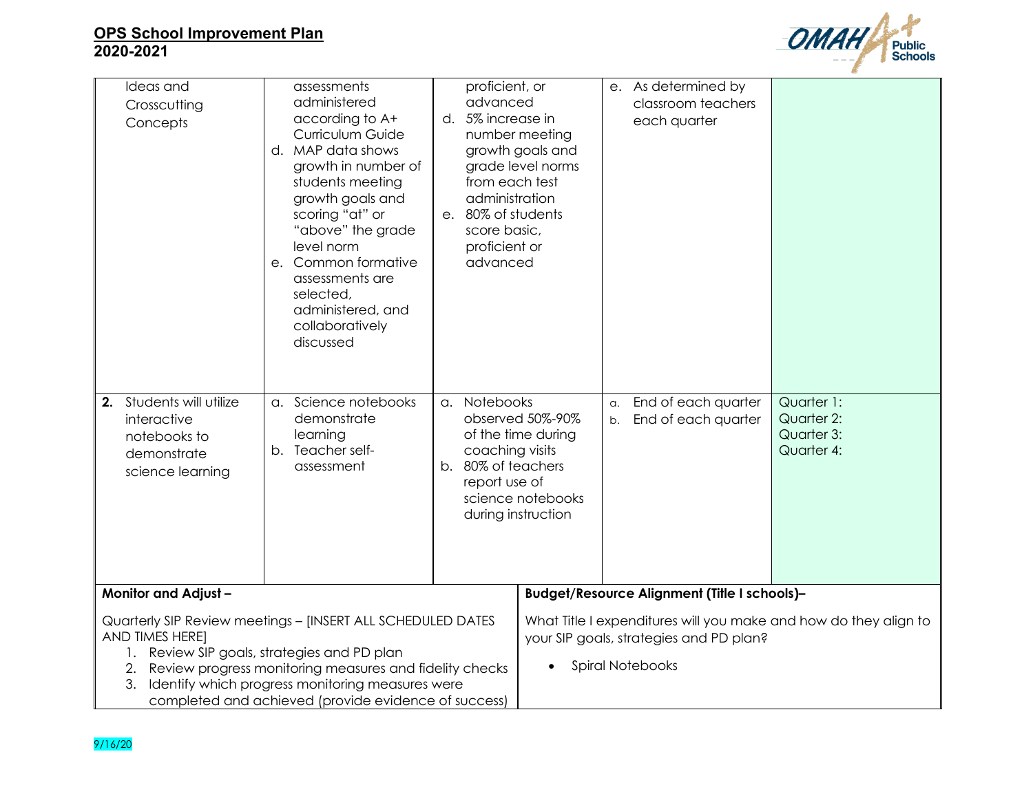| | | | | |
|---|---|---|---|---|
| Ideas and Crosscutting Concepts | assessments administered according to A+ Curriculum Guide<br>d. MAP data shows growth in number of students meeting growth goals and scoring "at" or "above" the grade level norm<br>e. Common formative assessments are selected, administered, and collaboratively discussed | proficient, or advanced<br>d. 5% increase in number meeting growth goals and grade level norms from each test administration<br>e. 80% of students score basic, proficient or advanced | e. As determined by classroom teachers each quarter | |
| **2.** Students will utilize interactive notebooks to demonstrate science learning | a. Science notebooks demonstrate learning<br>b. Teacher self-assessment | a. Notebooks observed 50%-90% of the time during coaching visits<br>b. 80% of teachers report use of science notebooks during instruction | a. End of each quarter<br>b. End of each quarter | Quarter 1:<br>Quarter 2:<br>Quarter 3:<br>Quarter 4: |

| **Monitor and Adjust –** | **Budget/Resource Alignment (Title I schools)–** |
|---|---|
| Quarterly SIP Review meetings – [INSERT ALL SCHEDULED DATES AND TIMES HERE]<br>1. Review SIP goals, strategies and PD plan<br>2. Review progress monitoring measures and fidelity checks<br>3. Identify which progress monitoring measures were completed and achieved (provide evidence of success) | What Title I expenditures will you make and how do they align to your SIP goals, strategies and PD plan?<br>• Spiral Notebooks |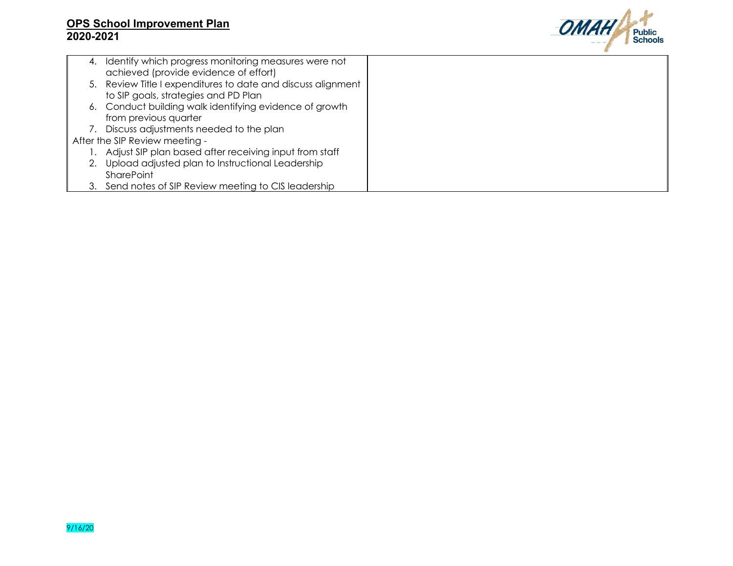| | |
|---|---|
| 4. Identify which progress monitoring measures were not achieved (provide evidence of effort)<br>5. Review Title I expenditures to date and discuss alignment to SIP goals, strategies and PD Plan<br>6. Conduct building walk identifying evidence of growth from previous quarter<br>7. Discuss adjustments needed to the plan<br>After the SIP Review meeting -<br>1. Adjust SIP plan based after receiving input from staff<br>2. Upload adjusted plan to Instructional Leadership SharePoint<br>3. Send notes of SIP Review meeting to CIS leadership | |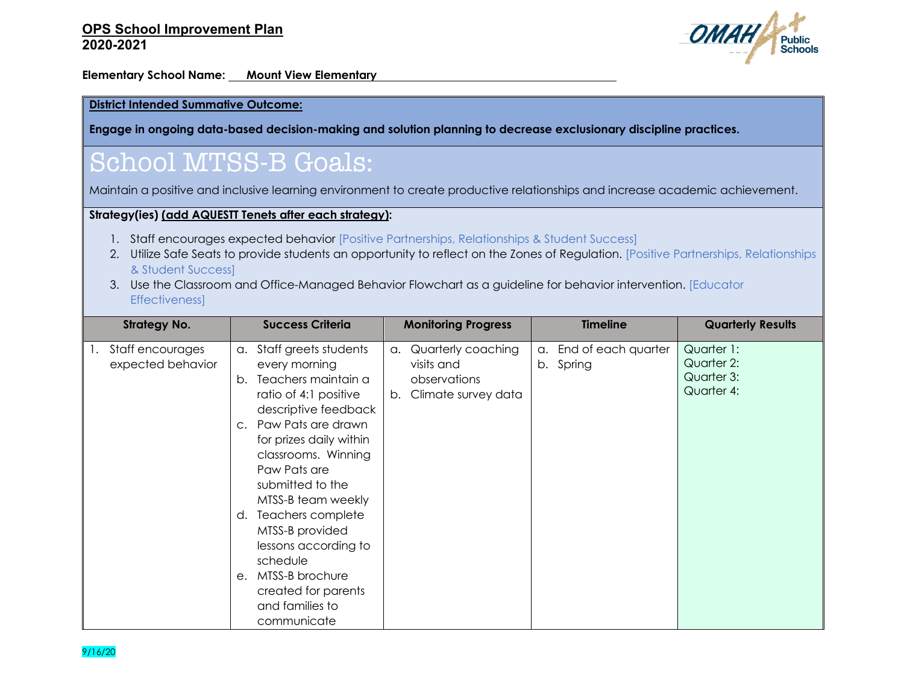**OPS School Improvement Plan**
**2020-2021**

**Elementary School Name:** Mount View Elementary

**District Intended Summative Outcome:**

**Engage in ongoing data-based decision-making and solution planning to decrease exclusionary discipline practices.**

# School MTSS-B Goals:

Maintain a positive and inclusive learning environment to create productive relationships and increase academic achievement.

**Strategy(ies) (add AQUESTT Tenets after each strategy):**

1. Staff encourages expected behavior [Positive Partnerships, Relationships & Student Success]
2. Utilize Safe Seats to provide students an opportunity to reflect on the Zones of Regulation. [Positive Partnerships, Relationships & Student Success]
3. Use the Classroom and Office-Managed Behavior Flowchart as a guideline for behavior intervention. [Educator Effectiveness]

| Strategy No. | Success Criteria | Monitoring Progress | Timeline | Quarterly Results |
|---|---|---|---|---|
| 1. Staff encourages expected behavior | a. Staff greets students every morning<br>b. Teachers maintain a ratio of 4:1 positive descriptive feedback<br>c. Paw Pats are drawn for prizes daily within classrooms. Winning Paw Pats are submitted to the MTSS-B team weekly<br>d. Teachers complete MTSS-B provided lessons according to schedule<br>e. MTSS-B brochure created for parents and families to communicate | a. Quarterly coaching visits and observations<br>b. Climate survey data | a. End of each quarter<br>b. Spring | Quarter 1:<br>Quarter 2:<br>Quarter 3:<br>Quarter 4: |

9/16/20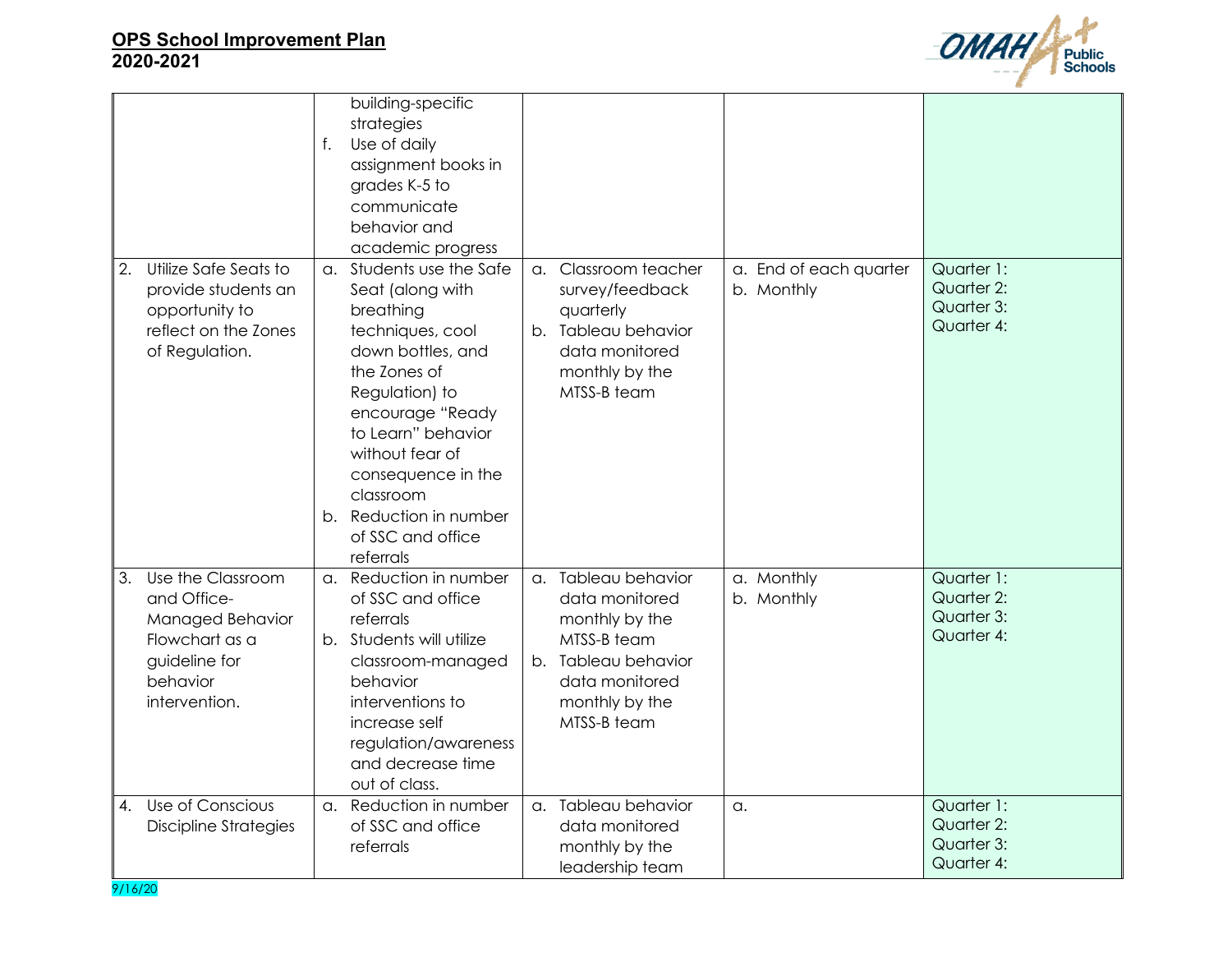| | | | | |
|---|---|---|---|---|
| | building-specific strategies<br>f. Use of daily assignment books in grades K-5 to communicate behavior and academic progress | | | |
| 2. Utilize Safe Seats to provide students an opportunity to reflect on the Zones of Regulation. | a. Students use the Safe Seat (along with breathing techniques, cool down bottles, and the Zones of Regulation) to encourage "Ready to Learn" behavior without fear of consequence in the classroom<br>b. Reduction in number of SSC and office referrals | a. Classroom teacher survey/feedback quarterly<br>b. Tableau behavior data monitored monthly by the MTSS-B team | a. End of each quarter<br>b. Monthly | Quarter 1:<br>Quarter 2:<br>Quarter 3:<br>Quarter 4: |
| 3. Use the Classroom and Office-Managed Behavior Flowchart as a guideline for behavior intervention. | a. Reduction in number of SSC and office referrals<br>b. Students will utilize classroom-managed behavior interventions to increase self regulation/awareness and decrease time out of class. | a. Tableau behavior data monitored monthly by the MTSS-B team<br>b. Tableau behavior data monitored monthly by the MTSS-B team | a. Monthly<br>b. Monthly | Quarter 1:<br>Quarter 2:<br>Quarter 3:<br>Quarter 4: |
| 4. Use of Conscious Discipline Strategies | a. Reduction in number of SSC and office referrals | a. Tableau behavior data monitored monthly by the leadership team | a. | Quarter 1:<br>Quarter 2:<br>Quarter 3:<br>Quarter 4: |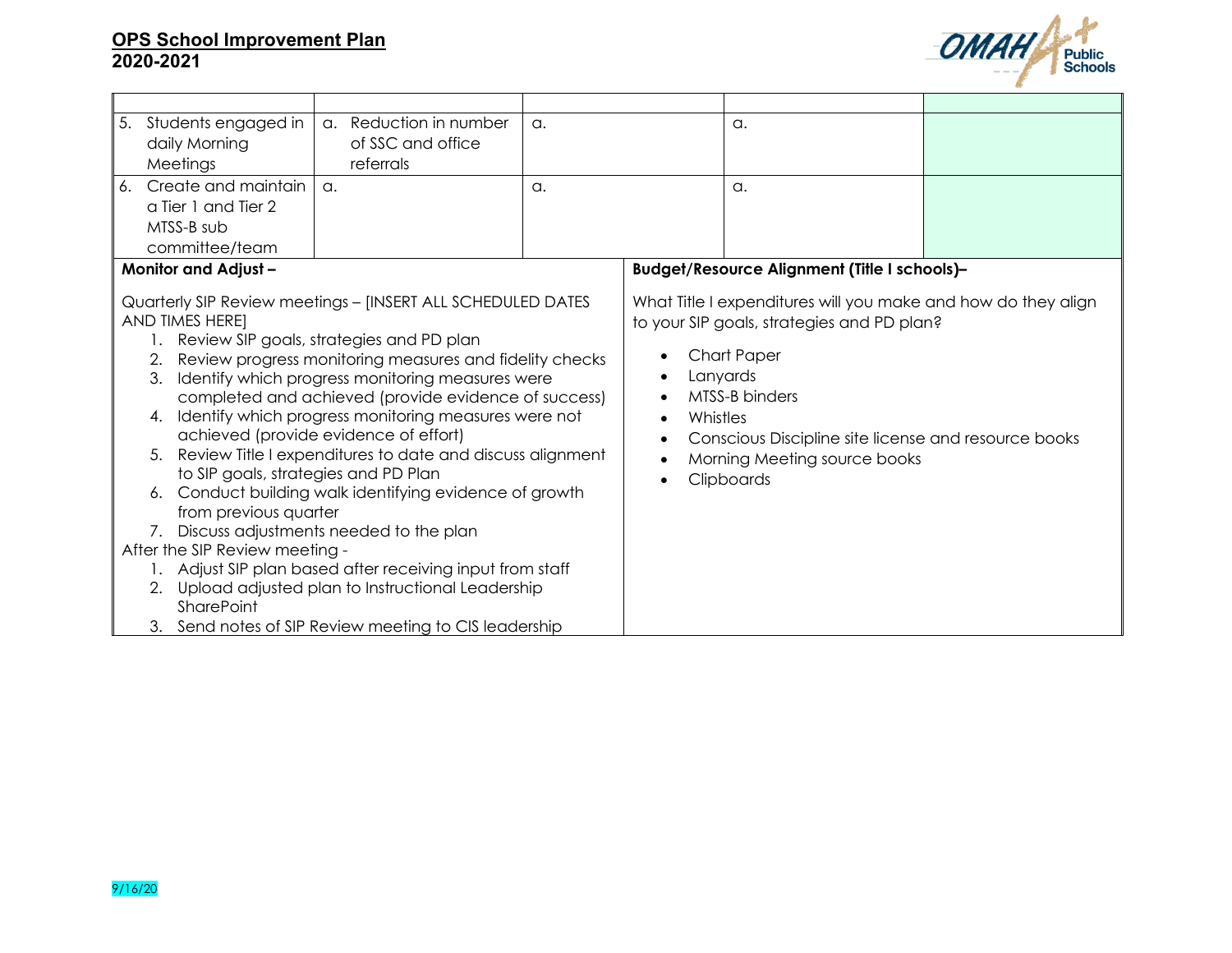| | | | | |
|---|---|---|---|---|
| 5. Students engaged in daily Morning Meetings | a. Reduction in number of SSC and office referrals | a. | a. | |
| 6. Create and maintain a Tier 1 and Tier 2 MTSS-B sub committee/team | a. | a. | a. | |

**Monitor and Adjust –**

Quarterly SIP Review meetings – [INSERT ALL SCHEDULED DATES AND TIMES HERE]

1. Review SIP goals, strategies and PD plan
2. Review progress monitoring measures and fidelity checks
3. Identify which progress monitoring measures were completed and achieved (provide evidence of success)
4. Identify which progress monitoring measures were not achieved (provide evidence of effort)
5. Review Title I expenditures to date and discuss alignment to SIP goals, strategies and PD Plan
6. Conduct building walk identifying evidence of growth from previous quarter
7. Discuss adjustments needed to the plan

After the SIP Review meeting -

1. Adjust SIP plan based after receiving input from staff
2. Upload adjusted plan to Instructional Leadership SharePoint
3. Send notes of SIP Review meeting to CIS leadership

**Budget/Resource Alignment (Title I schools)–**

What Title I expenditures will you make and how do they align to your SIP goals, strategies and PD plan?

- Chart Paper
- Lanyards
- MTSS-B binders
- Whistles
- Conscious Discipline site license and resource books
- Morning Meeting source books
- Clipboards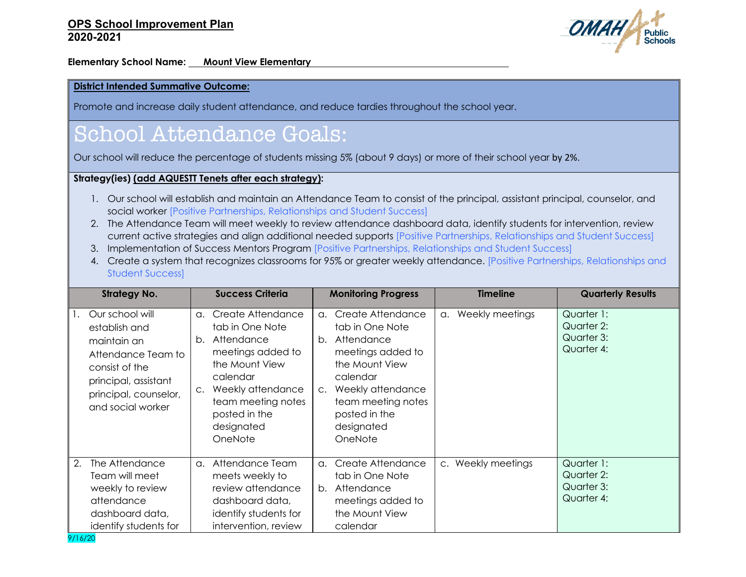**OPS School Improvement Plan**
**2020-2021**

**Elementary School Name:** Mount View Elementary

**District Intended Summative Outcome:**

Promote and increase daily student attendance, and reduce tardies throughout the school year.

# School Attendance Goals:

Our school will reduce the percentage of students missing 5% (about 9 days) or more of their school year by 2%.

**Strategy(ies) (add AQUESTT Tenets after each strategy):**

1. Our school will establish and maintain an Attendance Team to consist of the principal, assistant principal, counselor, and social worker [Positive Partnerships, Relationships and Student Success]
2. The Attendance Team will meet weekly to review attendance dashboard data, identify students for intervention, review current active strategies and align additional needed supports [Positive Partnerships, Relationships and Student Success]
3. Implementation of Success Mentors Program [Positive Partnerships, Relationships and Student Success]
4. Create a system that recognizes classrooms for 95% or greater weekly attendance. [Positive Partnerships, Relationships and Student Success]

| Strategy No. | Success Criteria | Monitoring Progress | Timeline | Quarterly Results |
|---|---|---|---|---|
| 1. Our school will establish and maintain an Attendance Team to consist of the principal, assistant principal, counselor, and social worker | a. Create Attendance tab in One Note<br>b. Attendance meetings added to the Mount View calendar<br>c. Weekly attendance team meeting notes posted in the designated OneNote | a. Create Attendance tab in One Note<br>b. Attendance meetings added to the Mount View calendar<br>c. Weekly attendance team meeting notes posted in the designated OneNote | a. Weekly meetings | Quarter 1:<br>Quarter 2:<br>Quarter 3:<br>Quarter 4: |
| 2. The Attendance Team will meet weekly to review attendance dashboard data, identify students for | a. Attendance Team meets weekly to review attendance dashboard data, identify students for intervention, review | a. Create Attendance tab in One Note<br>b. Attendance meetings added to the Mount View calendar | c. Weekly meetings | Quarter 1:<br>Quarter 2:<br>Quarter 3:<br>Quarter 4: |

9/16/20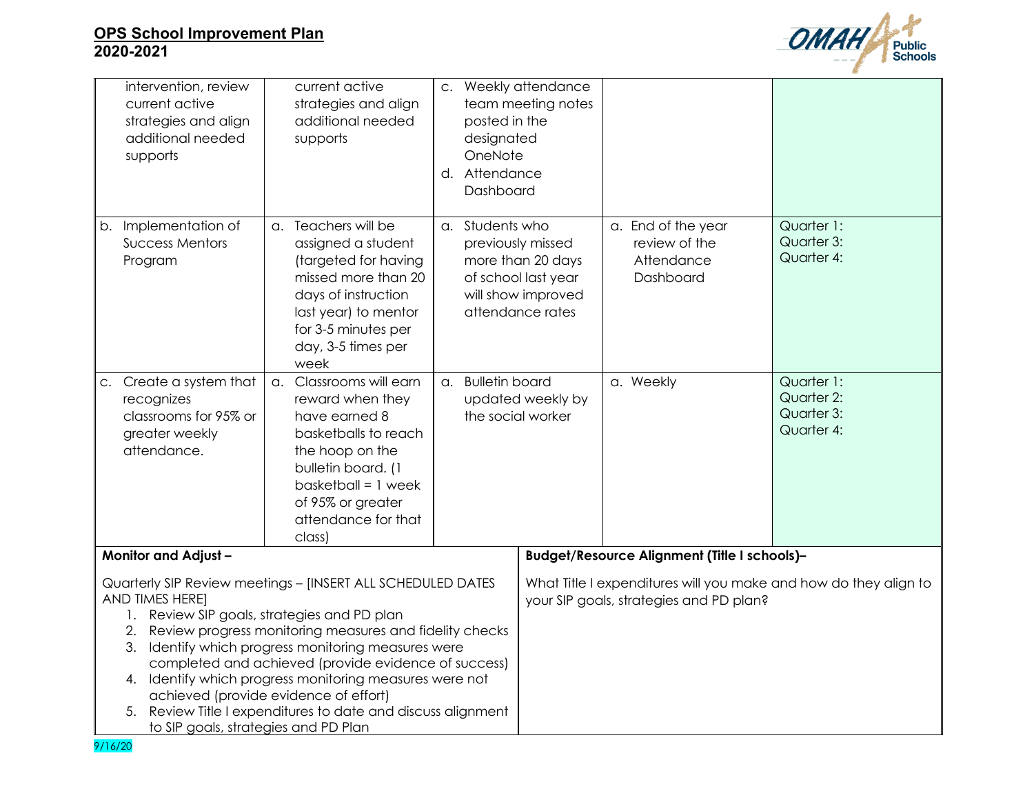| | | | | |
|---|---|---|---|---|
| intervention, review current active strategies and align additional needed supports | current active strategies and align additional needed supports | c. Weekly attendance team meeting notes posted in the designated OneNote<br>d. Attendance Dashboard | | |
| b. Implementation of Success Mentors Program | a. Teachers will be assigned a student (targeted for having missed more than 20 days of instruction last year) to mentor for 3-5 minutes per day, 3-5 times per week | a. Students who previously missed more than 20 days of school last year will show improved attendance rates | a. End of the year review of the Attendance Dashboard | Quarter 1:<br>Quarter 3:<br>Quarter 4: |
| c. Create a system that recognizes classrooms for 95% or greater weekly attendance. | a. Classrooms will earn reward when they have earned 8 basketballs to reach the hoop on the bulletin board. (1 basketball = 1 week of 95% or greater attendance for that class) | a. Bulletin board updated weekly by the social worker | a. Weekly | Quarter 1:<br>Quarter 2:<br>Quarter 3:<br>Quarter 4: |

| Monitor and Adjust – | Budget/Resource Alignment (Title I schools)– |
|---|---|
| Quarterly SIP Review meetings – [INSERT ALL SCHEDULED DATES AND TIMES HERE]<br>1. Review SIP goals, strategies and PD plan<br>2. Review progress monitoring measures and fidelity checks<br>3. Identify which progress monitoring measures were completed and achieved (provide evidence of success)<br>4. Identify which progress monitoring measures were not achieved (provide evidence of effort)<br>5. Review Title I expenditures to date and discuss alignment to SIP goals, strategies and PD Plan | What Title I expenditures will you make and how do they align to your SIP goals, strategies and PD plan? |

9/16/20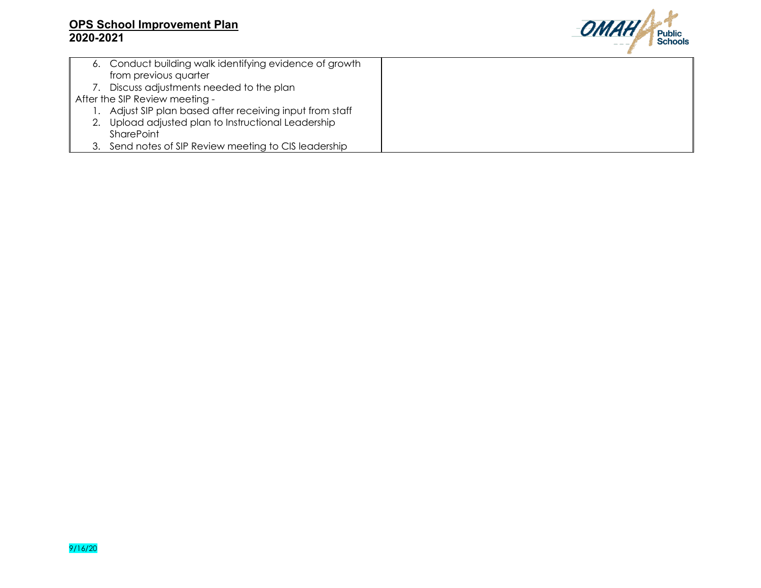| | |
|---|---|
| 6. Conduct building walk identifying evidence of growth from previous quarter<br>7. Discuss adjustments needed to the plan<br>After the SIP Review meeting -<br>1. Adjust SIP plan based after receiving input from staff<br>2. Upload adjusted plan to Instructional Leadership SharePoint<br>3. Send notes of SIP Review meeting to CIS leadership | |

9/16/20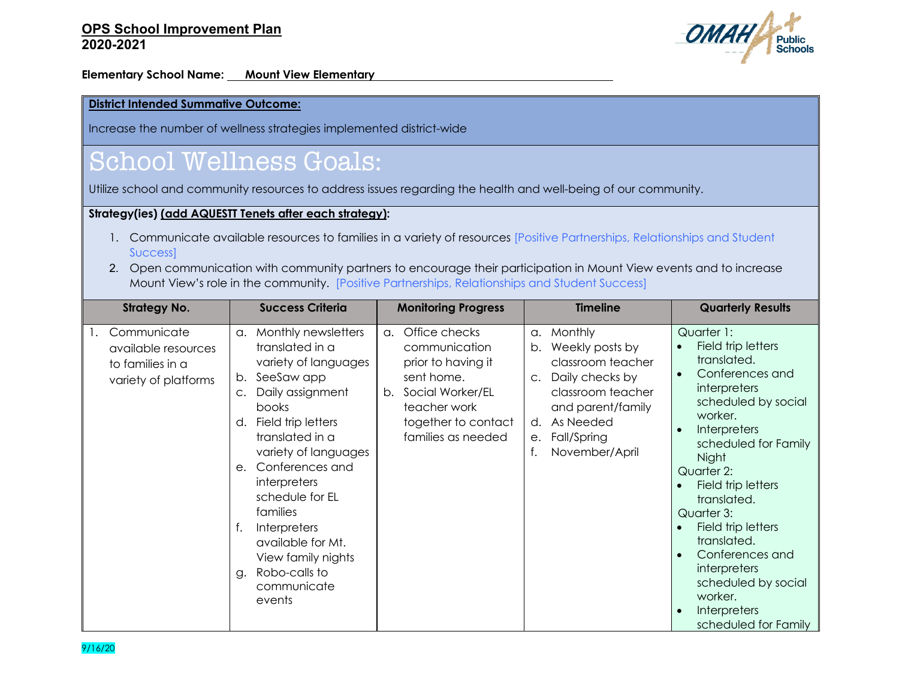**OPS School Improvement Plan**
**2020-2021**

**Elementary School Name:** Mount View Elementary

**District Intended Summative Outcome:**

Increase the number of wellness strategies implemented district-wide

# School Wellness Goals:

Utilize school and community resources to address issues regarding the health and well-being of our community.

**Strategy(ies) (add AQUESTT Tenets after each strategy):**

1. Communicate available resources to families in a variety of resources [Positive Partnerships, Relationships and Student Success]
2. Open communication with community partners to encourage their participation in Mount View events and to increase Mount View's role in the community. [Positive Partnerships, Relationships and Student Success]

| Strategy No. | Success Criteria | Monitoring Progress | Timeline | Quarterly Results |
|---|---|---|---|---|
| 1. Communicate available resources to families in a variety of platforms | a. Monthly newsletters translated in a variety of languages<br>b. SeeSaw app<br>c. Daily assignment books<br>d. Field trip letters translated in a variety of languages<br>e. Conferences and interpreters schedule for EL families<br>f. Interpreters available for Mt. View family nights<br>g. Robo-calls to communicate events | a. Office checks communication prior to having it sent home.<br>b. Social Worker/EL teacher work together to contact families as needed | a. Monthly<br>b. Weekly posts by classroom teacher<br>c. Daily checks by classroom teacher and parent/family<br>d. As Needed<br>e. Fall/Spring<br>f. November/April | Quarter 1:<br>• Field trip letters translated.<br>• Conferences and interpreters scheduled by social worker.<br>• Interpreters scheduled for Family Night<br>Quarter 2:<br>• Field trip letters translated.<br>Quarter 3:<br>• Field trip letters translated.<br>• Conferences and interpreters scheduled by social worker.<br>• Interpreters scheduled for Family |

9/16/20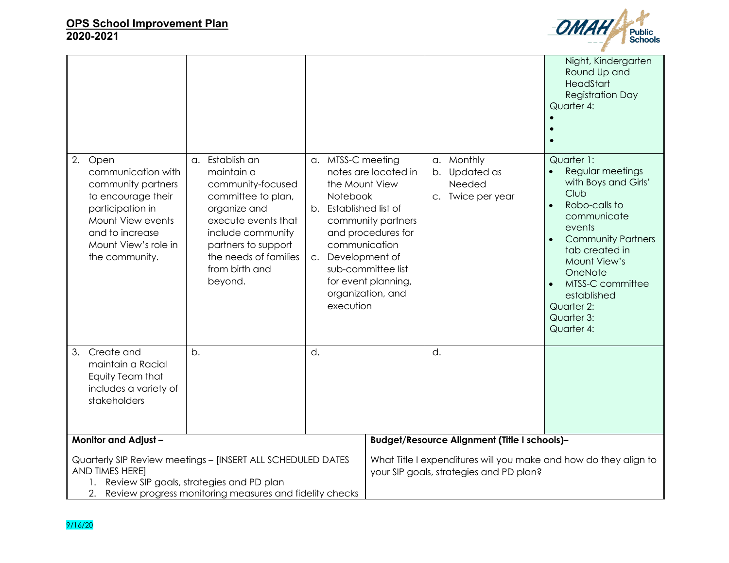| | | | | |
|---|---|---|---|---|
| | | | | Night, Kindergarten Round Up and HeadStart Registration Day<br>Quarter 4:<br>•<br>•<br>• |
| 2. Open communication with community partners to encourage their participation in Mount View events and to increase Mount View's role in the community. | a. Establish an maintain a community-focused committee to plan, organize and execute events that include community partners to support the needs of families from birth and beyond. | a. MTSS-C meeting notes are located in the Mount View Notebook<br>b. Established list of community partners and procedures for communication<br>c. Development of sub-committee list for event planning, organization, and execution | a. Monthly<br>b. Updated as Needed<br>c. Twice per year | Quarter 1:<br>• Regular meetings with Boys and Girls' Club<br>• Robo-calls to communicate events<br>• Community Partners tab created in Mount View's OneNote<br>• MTSS-C committee established<br>Quarter 2:<br>Quarter 3:<br>Quarter 4: |
| 3. Create and maintain a Racial Equity Team that includes a variety of stakeholders | b. | d. | d. | |

| **Monitor and Adjust –** | **Budget/Resource Alignment (Title I schools)–** |
|---|---|
| Quarterly SIP Review meetings – [INSERT ALL SCHEDULED DATES AND TIMES HERE]<br>1. Review SIP goals, strategies and PD plan<br>2. Review progress monitoring measures and fidelity checks | What Title I expenditures will you make and how do they align to your SIP goals, strategies and PD plan? |

9/16/20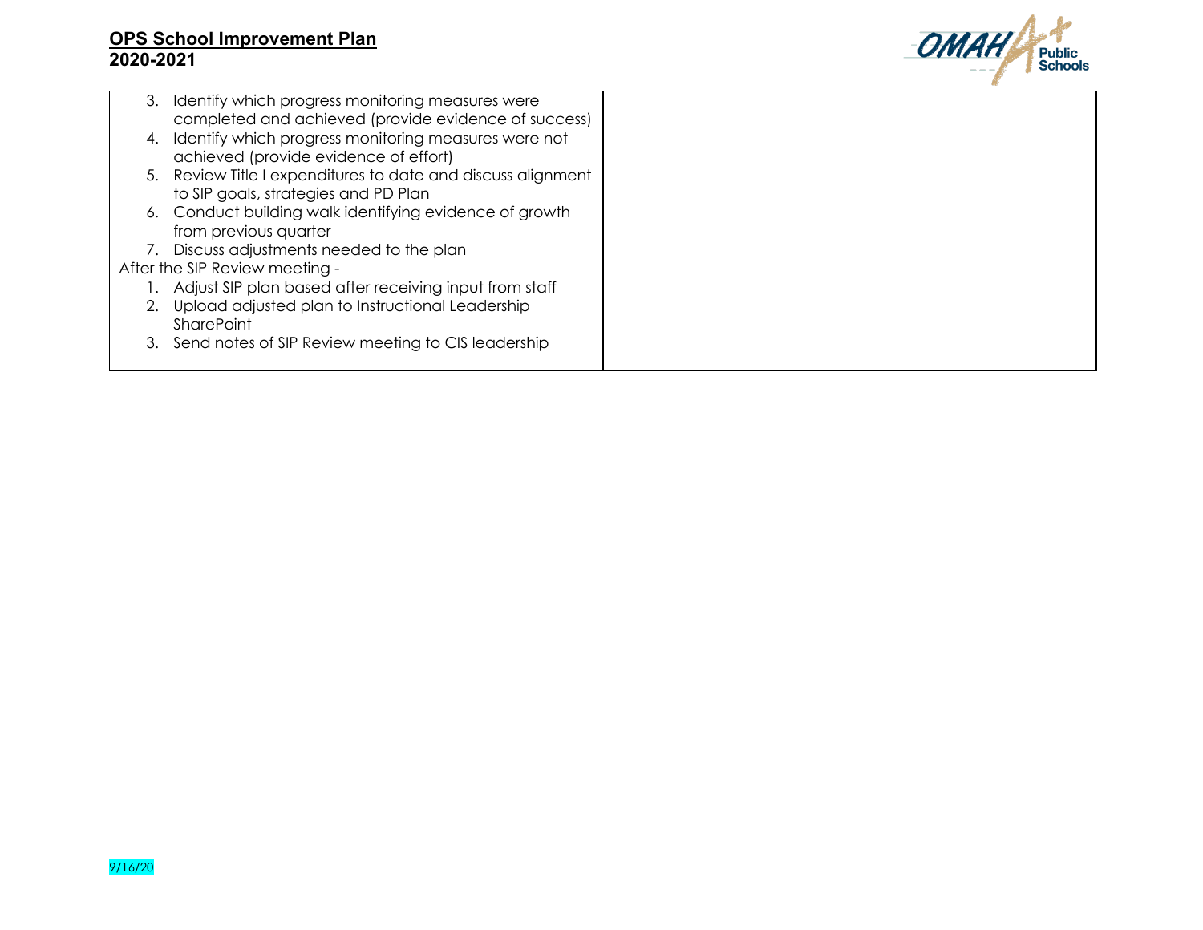| | |
|---|---|
| 3. Identify which progress monitoring measures were completed and achieved (provide evidence of success)<br>4. Identify which progress monitoring measures were not achieved (provide evidence of effort)<br>5. Review Title I expenditures to date and discuss alignment to SIP goals, strategies and PD Plan<br>6. Conduct building walk identifying evidence of growth from previous quarter<br>7. Discuss adjustments needed to the plan<br>After the SIP Review meeting -<br>1. Adjust SIP plan based after receiving input from staff<br>2. Upload adjusted plan to Instructional Leadership SharePoint<br>3. Send notes of SIP Review meeting to CIS leadership | |